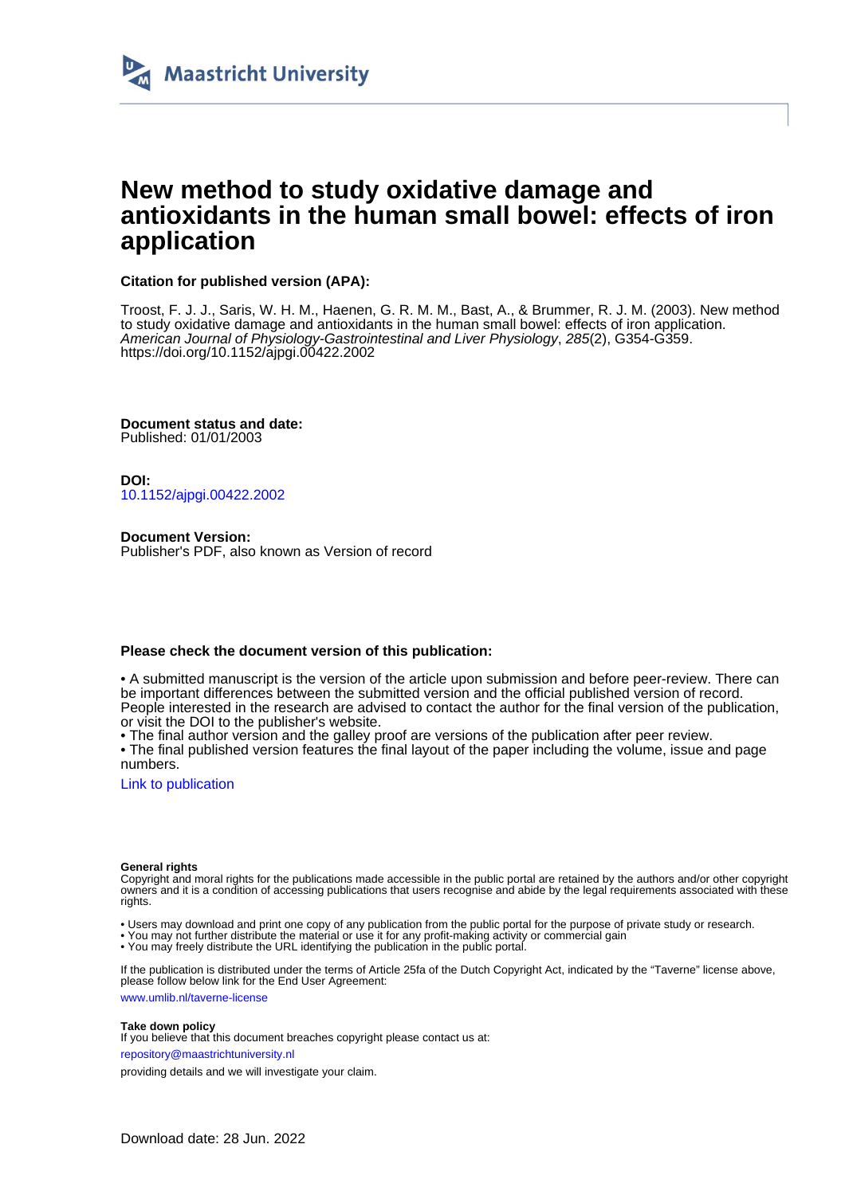Maastricht University

# New method to study oxidative damage and antioxidants in the human small bowel: effects of iron application

**Citation for published version (APA):**

Troost, F. J. J., Saris, W. H. M., Haenen, G. R. M. M., Bast, A., & Brummer, R. J. M. (2003). New method to study oxidative damage and antioxidants in the human small bowel: effects of iron application. *American Journal of Physiology-Gastrointestinal and Liver Physiology*, *285*(2), G354-G359. https://doi.org/10.1152/ajpgi.00422.2002

**Document status and date:**
Published: 01/01/2003

**DOI:**
10.1152/ajpgi.00422.2002

**Document Version:**
Publisher's PDF, also known as Version of record

**Please check the document version of this publication:**

• A submitted manuscript is the version of the article upon submission and before peer-review. There can be important differences between the submitted version and the official published version of record. People interested in the research are advised to contact the author for the final version of the publication, or visit the DOI to the publisher's website.
• The final author version and the galley proof are versions of the publication after peer review.
• The final published version features the final layout of the paper including the volume, issue and page numbers.

Link to publication

**General rights**
Copyright and moral rights for the publications made accessible in the public portal are retained by the authors and/or other copyright owners and it is a condition of accessing publications that users recognise and abide by the legal requirements associated with these rights.

• Users may download and print one copy of any publication from the public portal for the purpose of private study or research.
• You may not further distribute the material or use it for any profit-making activity or commercial gain
• You may freely distribute the URL identifying the publication in the public portal.

If the publication is distributed under the terms of Article 25fa of the Dutch Copyright Act, indicated by the "Taverne" license above, please follow below link for the End User Agreement:

www.umlib.nl/taverne-license

**Take down policy**
If you believe that this document breaches copyright please contact us at:

repository@maastrichtuniversity.nl

providing details and we will investigate your claim.

Download date: 28 Jun. 2022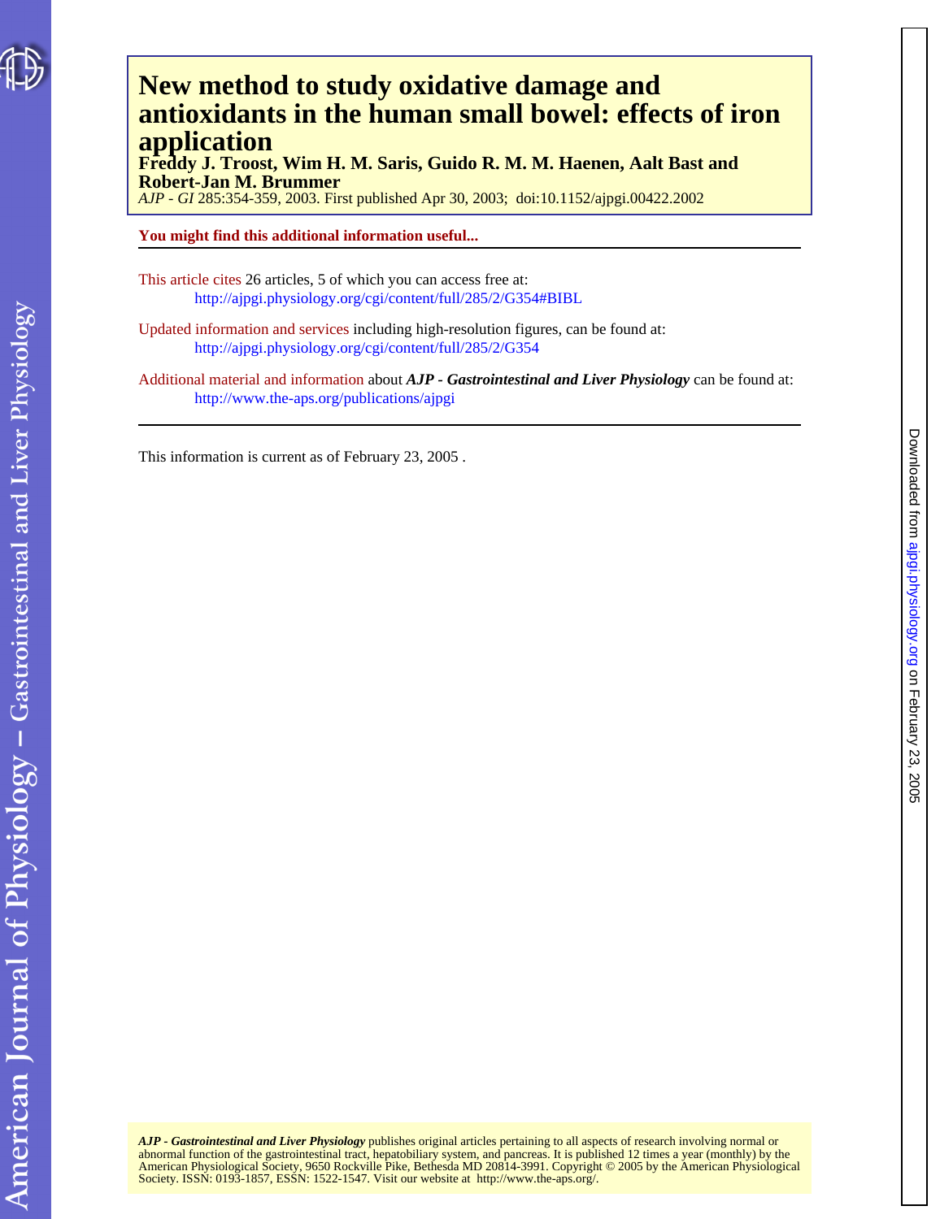# New method to study oxidative damage and antioxidants in the human small bowel: effects of iron application

**Freddy J. Troost, Wim H. M. Saris, Guido R. M. M. Haenen, Aalt Bast and Robert-Jan M. Brummer**

*AJP - GI* 285:354-359, 2003. First published Apr 30, 2003; doi:10.1152/ajpgi.00422.2002

**You might find this additional information useful...**

This article cites 26 articles, 5 of which you can access free at:
http://ajpgi.physiology.org/cgi/content/full/285/2/G354#BIBL

Updated information and services including high-resolution figures, can be found at:
http://ajpgi.physiology.org/cgi/content/full/285/2/G354

Additional material and information about ***AJP - Gastrointestinal and Liver Physiology*** can be found at:
http://www.the-aps.org/publications/ajpgi

This information is current as of February 23, 2005 .

***AJP - Gastrointestinal and Liver Physiology*** publishes original articles pertaining to all aspects of research involving normal or abnormal function of the gastrointestinal tract, hepatobiliary system, and pancreas. It is published 12 times a year (monthly) by the American Physiological Society, 9650 Rockville Pike, Bethesda MD 20814-3991. Copyright © 2005 by the American Physiological Society. ISSN: 0193-1857, ESSN: 1522-1547. Visit our website at http://www.the-aps.org/.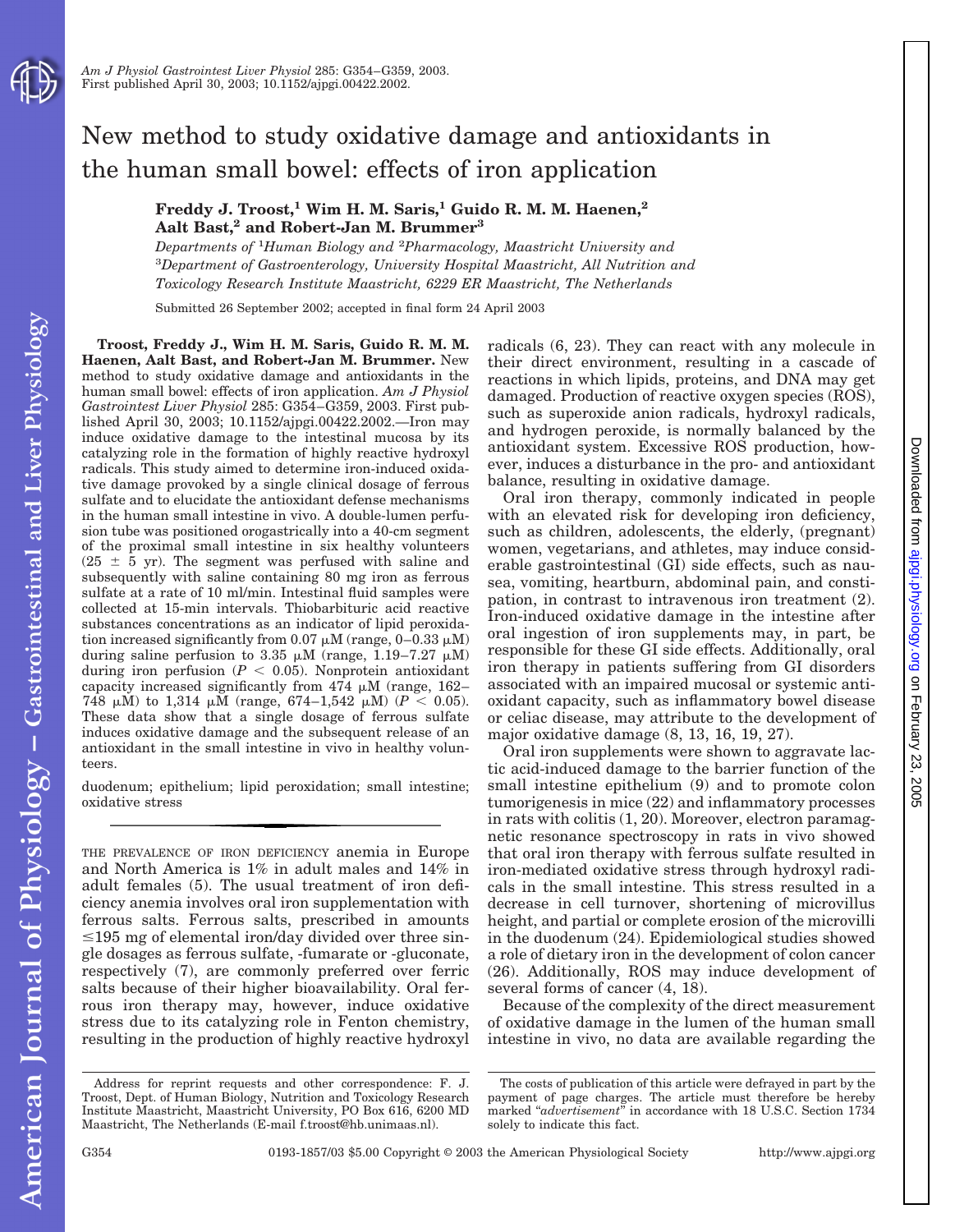# New method to study oxidative damage and antioxidants in the human small bowel: effects of iron application

**Freddy J. Troost,[1] Wim H. M. Saris,[1] Guido R. M. M. Haenen,[2] Aalt Bast,[2] and Robert-Jan M. Brummer[3]**

*Departments of [1]Human Biology and [2]Pharmacology, Maastricht University and [3]Department of Gastroenterology, University Hospital Maastricht, All Nutrition and Toxicology Research Institute Maastricht, 6229 ER Maastricht, The Netherlands*

Submitted 26 September 2002; accepted in final form 24 April 2003

**Troost, Freddy J., Wim H. M. Saris, Guido R. M. M. Haenen, Aalt Bast, and Robert-Jan M. Brummer.** New method to study oxidative damage and antioxidants in the human small bowel: effects of iron application. *Am J Physiol Gastrointest Liver Physiol* 285: G354–G359, 2003. First published April 30, 2003; 10.1152/ajpgi.00422.2002.—Iron may induce oxidative damage to the intestinal mucosa by its catalyzing role in the formation of highly reactive hydroxyl radicals. This study aimed to determine iron-induced oxidative damage provoked by a single clinical dosage of ferrous sulfate and to elucidate the antioxidant defense mechanisms in the human small intestine in vivo. A double-lumen perfusion tube was positioned orogastrically into a 40-cm segment of the proximal small intestine in six healthy volunteers (25 ± 5 yr). The segment was perfused with saline and subsequently with saline containing 80 mg iron as ferrous sulfate at a rate of 10 ml/min. Intestinal fluid samples were collected at 15-min intervals. Thiobarbituric acid reactive substances concentrations as an indicator of lipid peroxidation increased significantly from 0.07 μM (range, 0–0.33 μM) during saline perfusion to 3.35 μM (range, 1.19–7.27 μM) during iron perfusion ($P < 0.05$). Nonprotein antioxidant capacity increased significantly from 474 μM (range, 162–748 μM) to 1,314 μM (range, 674–1,542 μM) ($P < 0.05$). These data show that a single dosage of ferrous sulfate induces oxidative damage and the subsequent release of an antioxidant in the small intestine in vivo in healthy volunteers.

duodenum; epithelium; lipid peroxidation; small intestine; oxidative stress

THE PREVALENCE OF IRON DEFICIENCY anemia in Europe and North America is 1% in adult males and 14% in adult females (5). The usual treatment of iron deficiency anemia involves oral iron supplementation with ferrous salts. Ferrous salts, prescribed in amounts ≤195 mg of elemental iron/day divided over three single dosages as ferrous sulfate, -fumarate or -gluconate, respectively (7), are commonly preferred over ferric salts because of their higher bioavailability. Oral ferrous iron therapy may, however, induce oxidative stress due to its catalyzing role in Fenton chemistry, resulting in the production of highly reactive hydroxyl radicals (6, 23). They can react with any molecule in their direct environment, resulting in a cascade of reactions in which lipids, proteins, and DNA may get damaged. Production of reactive oxygen species (ROS), such as superoxide anion radicals, hydroxyl radicals, and hydrogen peroxide, is normally balanced by the antioxidant system. Excessive ROS production, however, induces a disturbance in the pro- and antioxidant balance, resulting in oxidative damage.

Oral iron therapy, commonly indicated in people with an elevated risk for developing iron deficiency, such as children, adolescents, the elderly, (pregnant) women, vegetarians, and athletes, may induce considerable gastrointestinal (GI) side effects, such as nausea, vomiting, heartburn, abdominal pain, and constipation, in contrast to intravenous iron treatment (2). Iron-induced oxidative damage in the intestine after oral ingestion of iron supplements may, in part, be responsible for these GI side effects. Additionally, oral iron therapy in patients suffering from GI disorders associated with an impaired mucosal or systemic antioxidant capacity, such as inflammatory bowel disease or celiac disease, may attribute to the development of major oxidative damage (8, 13, 16, 19, 27).

Oral iron supplements were shown to aggravate lactic acid-induced damage to the barrier function of the small intestine epithelium (9) and to promote colon tumorigenesis in mice (22) and inflammatory processes in rats with colitis (1, 20). Moreover, electron paramagnetic resonance spectroscopy in rats in vivo showed that oral iron therapy with ferrous sulfate resulted in iron-mediated oxidative stress through hydroxyl radicals in the small intestine. This stress resulted in a decrease in cell turnover, shortening of microvillus height, and partial or complete erosion of the microvilli in the duodenum (24). Epidemiological studies showed a role of dietary iron in the development of colon cancer (26). Additionally, ROS may induce development of several forms of cancer (4, 18).

Because of the complexity of the direct measurement of oxidative damage in the lumen of the human small intestine in vivo, no data are available regarding the

Address for reprint requests and other correspondence: F. J. Troost, Dept. of Human Biology, Nutrition and Toxicology Research Institute Maastricht, Maastricht University, PO Box 616, 6200 MD Maastricht, The Netherlands (E-mail f.troost@hb.unimaas.nl).

The costs of publication of this article were defrayed in part by the payment of page charges. The article must therefore be hereby marked "*advertisement*" in accordance with 18 U.S.C. Section 1734 solely to indicate this fact.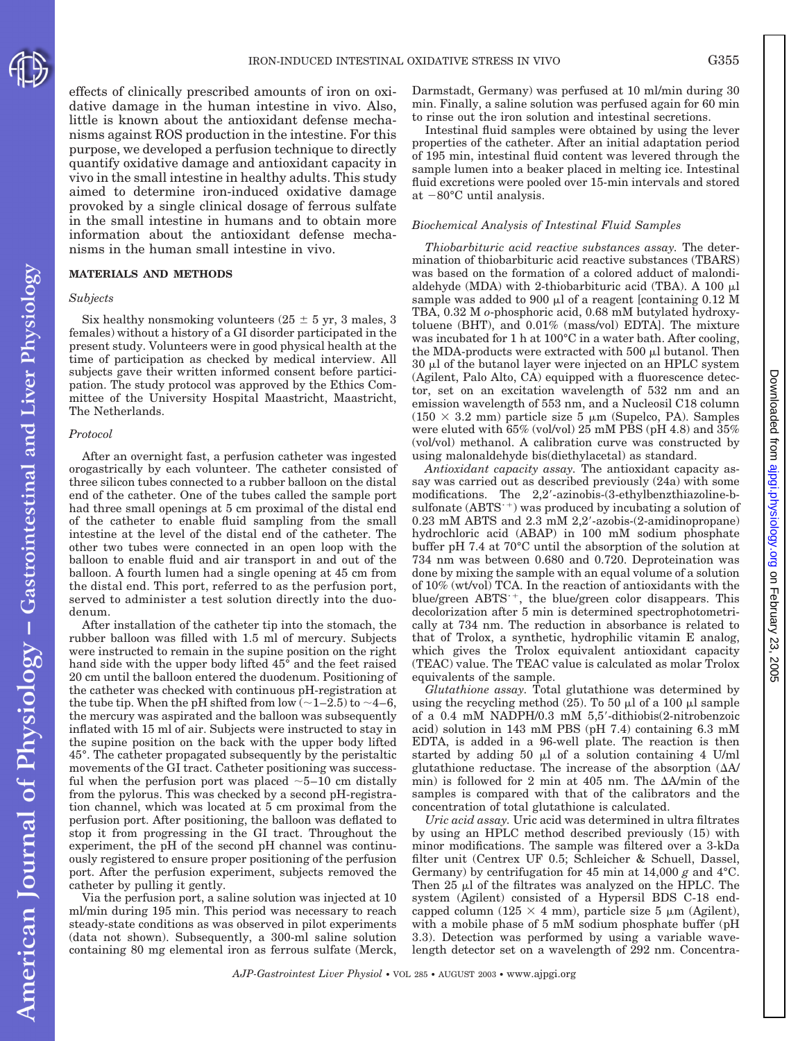effects of clinically prescribed amounts of iron on oxidative damage in the human intestine in vivo. Also, little is known about the antioxidant defense mechanisms against ROS production in the intestine. For this purpose, we developed a perfusion technique to directly quantify oxidative damage and antioxidant capacity in vivo in the small intestine in healthy adults. This study aimed to determine iron-induced oxidative damage provoked by a single clinical dosage of ferrous sulfate in the small intestine in humans and to obtain more information about the antioxidant defense mechanisms in the human small intestine in vivo.

## MATERIALS AND METHODS

### *Subjects*

Six healthy nonsmoking volunteers (25 ± 5 yr, 3 males, 3 females) without a history of a GI disorder participated in the present study. Volunteers were in good physical health at the time of participation as checked by medical interview. All subjects gave their written informed consent before participation. The study protocol was approved by the Ethics Committee of the University Hospital Maastricht, Maastricht, The Netherlands.

### *Protocol*

After an overnight fast, a perfusion catheter was ingested orogastrically by each volunteer. The catheter consisted of three silicon tubes connected to a rubber balloon on the distal end of the catheter. One of the tubes called the sample port had three small openings at 5 cm proximal of the distal end of the catheter to enable fluid sampling from the small intestine at the level of the distal end of the catheter. The other two tubes were connected in an open loop with the balloon to enable fluid and air transport in and out of the balloon. A fourth lumen had a single opening at 45 cm from the distal end. This port, referred to as the perfusion port, served to administer a test solution directly into the duodenum.

After installation of the catheter tip into the stomach, the rubber balloon was filled with 1.5 ml of mercury. Subjects were instructed to remain in the supine position on the right hand side with the upper body lifted 45° and the feet raised 20 cm until the balloon entered the duodenum. Positioning of the catheter was checked with continuous pH-registration at the tube tip. When the pH shifted from low (~1–2.5) to ~4–6, the mercury was aspirated and the balloon was subsequently inflated with 15 ml of air. Subjects were instructed to stay in the supine position on the back with the upper body lifted 45°. The catheter propagated subsequently by the peristaltic movements of the GI tract. Catheter positioning was successful when the perfusion port was placed ~5–10 cm distally from the pylorus. This was checked by a second pH-registration channel, which was located at 5 cm proximal from the perfusion port. After positioning, the balloon was deflated to stop it from progressing in the GI tract. Throughout the experiment, the pH of the second pH channel was continuously registered to ensure proper positioning of the perfusion port. After the perfusion experiment, subjects removed the catheter by pulling it gently.

Via the perfusion port, a saline solution was injected at 10 ml/min during 195 min. This period was necessary to reach steady-state conditions as was observed in pilot experiments (data not shown). Subsequently, a 300-ml saline solution containing 80 mg elemental iron as ferrous sulfate (Merck, Darmstadt, Germany) was perfused at 10 ml/min during 30 min. Finally, a saline solution was perfused again for 60 min to rinse out the iron solution and intestinal secretions.

Intestinal fluid samples were obtained by using the lever properties of the catheter. After an initial adaptation period of 195 min, intestinal fluid content was levered through the sample lumen into a beaker placed in melting ice. Intestinal fluid excretions were pooled over 15-min intervals and stored at −80°C until analysis.

### *Biochemical Analysis of Intestinal Fluid Samples*

*Thiobarbituric acid reactive substances assay.* The determination of thiobarbituric acid reactive substances (TBARS) was based on the formation of a colored adduct of malondialdehyde (MDA) with 2-thiobarbituric acid (TBA). A 100 μl sample was added to 900 μl of a reagent [containing 0.12 M TBA, 0.32 M *o*-phosphoric acid, 0.68 mM butylated hydroxytoluene (BHT), and 0.01% (mass/vol) EDTA]. The mixture was incubated for 1 h at 100°C in a water bath. After cooling, the MDA-products were extracted with 500 μl butanol. Then 30 μl of the butanol layer were injected on an HPLC system (Agilent, Palo Alto, CA) equipped with a fluorescence detector, set on an excitation wavelength of 532 nm and an emission wavelength of 553 nm, and a Nucleosil C18 column (150 × 3.2 mm) particle size 5 μm (Supelco, PA). Samples were eluted with 65% (vol/vol) 25 mM PBS (pH 4.8) and 35% (vol/vol) methanol. A calibration curve was constructed by using malonaldehyde bis(diethylacetal) as standard.

*Antioxidant capacity assay.* The antioxidant capacity assay was carried out as described previously (24a) with some modifications. The 2,2′-azinobis-(3-ethylbenzthiazoline-b-sulfonate ($ABTS^{\cdot+}$) was produced by incubating a solution of 0.23 mM ABTS and 2.3 mM 2,2′-azobis-(2-amidinopropane) hydrochloric acid (ABAP) in 100 mM sodium phosphate buffer pH 7.4 at 70°C until the absorption of the solution at 734 nm was between 0.680 and 0.720. Deproteination was done by mixing the sample with an equal volume of a solution of 10% (wt/vol) TCA. In the reaction of antioxidants with the blue/green $ABTS^{\cdot+}$, the blue/green color disappears. This decolorization after 5 min is determined spectrophotometrically at 734 nm. The reduction in absorbance is related to that of Trolox, a synthetic, hydrophilic vitamin E analog, which gives the Trolox equivalent antioxidant capacity (TEAC) value. The TEAC value is calculated as molar Trolox equivalents of the sample.

*Glutathione assay.* Total glutathione was determined by using the recycling method (25). To 50 μl of a 100 μl sample of a 0.4 mM NADPH/0.3 mM 5,5′-dithiobis(2-nitrobenzoic acid) solution in 143 mM PBS (pH 7.4) containing 6.3 mM EDTA, is added in a 96-well plate. The reaction is then started by adding 50 μl of a solution containing 4 U/ml glutathione reductase. The increase of the absorption (ΔA/min) is followed for 2 min at 405 nm. The ΔA/min of the samples is compared with that of the calibrators and the concentration of total glutathione is calculated.

*Uric acid assay.* Uric acid was determined in ultra filtrates by using an HPLC method described previously (15) with minor modifications. The sample was filtered over a 3-kDa filter unit (Centrex UF 0.5; Schleicher & Schuell, Dassel, Germany) by centrifugation for 45 min at 14,000 *g* and 4°C. Then 25 μl of the filtrates was analyzed on the HPLC. The system (Agilent) consisted of a Hypersil BDS C-18 endcapped column (125 × 4 mm), particle size 5 μm (Agilent), with a mobile phase of 5 mM sodium phosphate buffer (pH 3.3). Detection was performed by using a variable wavelength detector set on a wavelength of 292 nm. Concentra-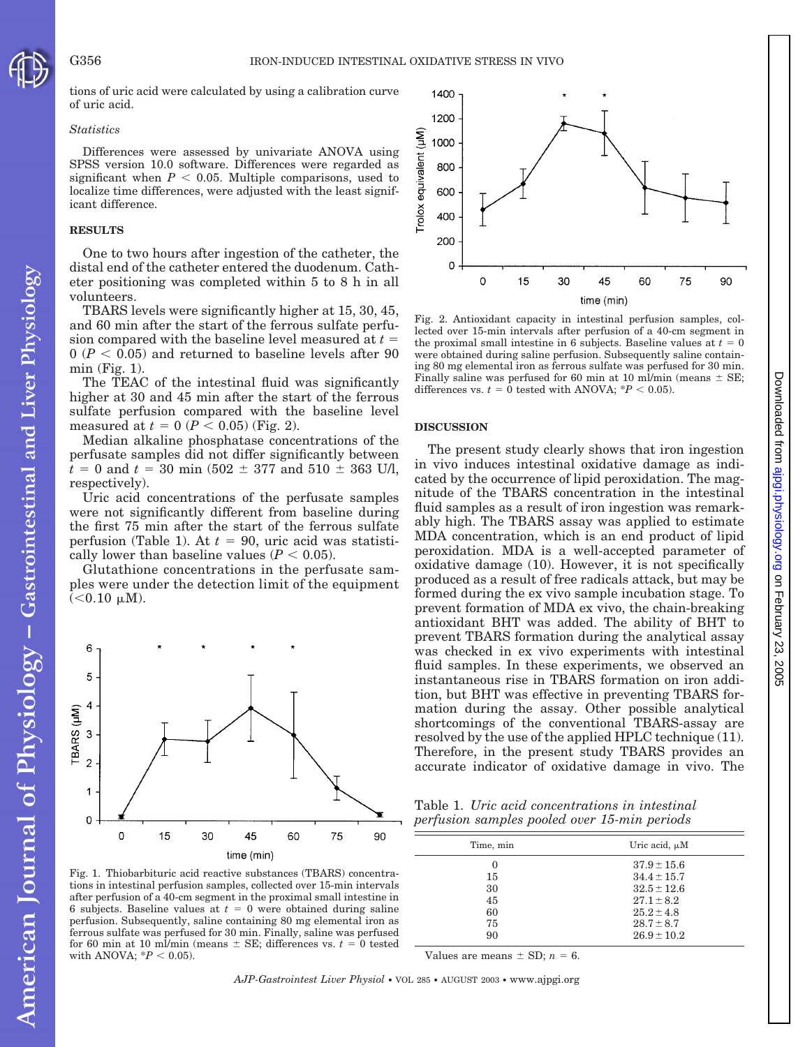tions of uric acid were calculated by using a calibration curve of uric acid.

*Statistics*

Differences were assessed by univariate ANOVA using SPSS version 10.0 software. Differences were regarded as significant when $P < 0.05$. Multiple comparisons, used to localize time differences, were adjusted with the least significant difference.

## RESULTS

One to two hours after ingestion of the catheter, the distal end of the catheter entered the duodenum. Catheter positioning was completed within 5 to 8 h in all volunteers.

TBARS levels were significantly higher at 15, 30, 45, and 60 min after the start of the ferrous sulfate perfusion compared with the baseline level measured at $t = 0$ ($P < 0.05$) and returned to baseline levels after 90 min (Fig. 1).

The TEAC of the intestinal fluid was significantly higher at 30 and 45 min after the start of the ferrous sulfate perfusion compared with the baseline level measured at $t = 0$ ($P < 0.05$) (Fig. 2).

Median alkaline phosphatase concentrations of the perfusate samples did not differ significantly between $t = 0$ and $t = 30$ min (502 ± 377 and 510 ± 363 U/l, respectively).

Uric acid concentrations of the perfusate samples were not significantly different from baseline during the first 75 min after the start of the ferrous sulfate perfusion (Table 1). At $t = 90$, uric acid was statistically lower than baseline values ($P < 0.05$).

Glutathione concentrations in the perfusate samples were under the detection limit of the equipment (<0.10 μM).

Fig. 1. Thiobarbituric acid reactive substances (TBARS) concentrations in intestinal perfusion samples, collected over 15-min intervals after perfusion of a 40-cm segment in the proximal small intestine in 6 subjects. Baseline values at $t = 0$ were obtained during saline perfusion. Subsequently, saline containing 80 mg elemental iron as ferrous sulfate was perfused for 30 min. Finally, saline was perfused for 60 min at 10 ml/min (means ± SE; differences vs. $t = 0$ tested with ANOVA; $*P < 0.05$).

Fig. 2. Antioxidant capacity in intestinal perfusion samples, collected over 15-min intervals after perfusion of a 40-cm segment in the proximal small intestine in 6 subjects. Baseline values at $t = 0$ were obtained during saline perfusion. Subsequently saline containing 80 mg elemental iron as ferrous sulfate was perfused for 30 min. Finally saline was perfused for 60 min at 10 ml/min (means ± SE; differences vs. $t = 0$ tested with ANOVA; $*P < 0.05$).

## DISCUSSION

The present study clearly shows that iron ingestion in vivo induces intestinal oxidative damage as indicated by the occurrence of lipid peroxidation. The magnitude of the TBARS concentration in the intestinal fluid samples as a result of iron ingestion was remarkably high. The TBARS assay was applied to estimate MDA concentration, which is an end product of lipid peroxidation. MDA is a well-accepted parameter of oxidative damage (10). However, it is not specifically produced as a result of free radicals attack, but may be formed during the ex vivo sample incubation stage. To prevent formation of MDA ex vivo, the chain-breaking antioxidant BHT was added. The ability of BHT to prevent TBARS formation during the analytical assay was checked in ex vivo experiments with intestinal fluid samples. In these experiments, we observed an instantaneous rise in TBARS formation on iron addition, but BHT was effective in preventing TBARS formation during the assay. Other possible analytical shortcomings of the conventional TBARS-assay are resolved by the use of the applied HPLC technique (11). Therefore, in the present study TBARS provides an accurate indicator of oxidative damage in vivo. The

Table 1. *Uric acid concentrations in intestinal perfusion samples pooled over 15-min periods*

| Time, min | Uric acid, μM |
|---|---|
| 0 | 37.9 ± 15.6 |
| 15 | 34.4 ± 15.7 |
| 30 | 32.5 ± 12.6 |
| 45 | 27.1 ± 8.2 |
| 60 | 25.2 ± 4.8 |
| 75 | 28.7 ± 8.7 |
| 90 | 26.9 ± 10.2 |

Values are means ± SD; $n = 6$.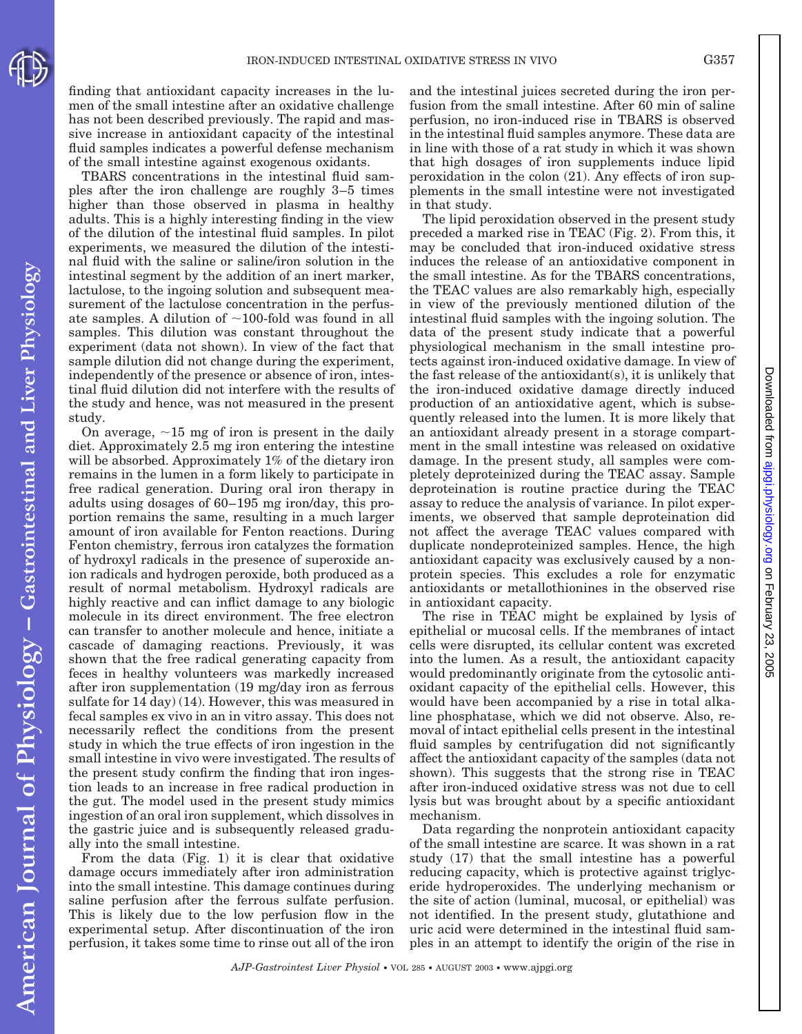finding that antioxidant capacity increases in the lumen of the small intestine after an oxidative challenge has not been described previously. The rapid and massive increase in antioxidant capacity of the intestinal fluid samples indicates a powerful defense mechanism of the small intestine against exogenous oxidants.

TBARS concentrations in the intestinal fluid samples after the iron challenge are roughly 3–5 times higher than those observed in plasma in healthy adults. This is a highly interesting finding in the view of the dilution of the intestinal fluid samples. In pilot experiments, we measured the dilution of the intestinal fluid with the saline or saline/iron solution in the intestinal segment by the addition of an inert marker, lactulose, to the ingoing solution and subsequent measurement of the lactulose concentration in the perfusate samples. A dilution of ~100-fold was found in all samples. This dilution was constant throughout the experiment (data not shown). In view of the fact that sample dilution did not change during the experiment, independently of the presence or absence of iron, intestinal fluid dilution did not interfere with the results of the study and hence, was not measured in the present study.

On average, ~15 mg of iron is present in the daily diet. Approximately 2.5 mg iron entering the intestine will be absorbed. Approximately 1% of the dietary iron remains in the lumen in a form likely to participate in free radical generation. During oral iron therapy in adults using dosages of 60–195 mg iron/day, this proportion remains the same, resulting in a much larger amount of iron available for Fenton reactions. During Fenton chemistry, ferrous iron catalyzes the formation of hydroxyl radicals in the presence of superoxide anion radicals and hydrogen peroxide, both produced as a result of normal metabolism. Hydroxyl radicals are highly reactive and can inflict damage to any biologic molecule in its direct environment. The free electron can transfer to another molecule and hence, initiate a cascade of damaging reactions. Previously, it was shown that the free radical generating capacity from feces in healthy volunteers was markedly increased after iron supplementation (19 mg/day iron as ferrous sulfate for 14 day) (14). However, this was measured in fecal samples ex vivo in an in vitro assay. This does not necessarily reflect the conditions from the present study in which the true effects of iron ingestion in the small intestine in vivo were investigated. The results of the present study confirm the finding that iron ingestion leads to an increase in free radical production in the gut. The model used in the present study mimics ingestion of an oral iron supplement, which dissolves in the gastric juice and is subsequently released gradually into the small intestine.

From the data (Fig. 1) it is clear that oxidative damage occurs immediately after iron administration into the small intestine. This damage continues during saline perfusion after the ferrous sulfate perfusion. This is likely due to the low perfusion flow in the experimental setup. After discontinuation of the iron perfusion, it takes some time to rinse out all of the iron and the intestinal juices secreted during the iron perfusion from the small intestine. After 60 min of saline perfusion, no iron-induced rise in TBARS is observed in the intestinal fluid samples anymore. These data are in line with those of a rat study in which it was shown that high dosages of iron supplements induce lipid peroxidation in the colon (21). Any effects of iron supplements in the small intestine were not investigated in that study.

The lipid peroxidation observed in the present study preceded a marked rise in TEAC (Fig. 2). From this, it may be concluded that iron-induced oxidative stress induces the release of an antioxidative component in the small intestine. As for the TBARS concentrations, the TEAC values are also remarkably high, especially in view of the previously mentioned dilution of the intestinal fluid samples with the ingoing solution. The data of the present study indicate that a powerful physiological mechanism in the small intestine protects against iron-induced oxidative damage. In view of the fast release of the antioxidant(s), it is unlikely that the iron-induced oxidative damage directly induced production of an antioxidative agent, which is subsequently released into the lumen. It is more likely that an antioxidant already present in a storage compartment in the small intestine was released on oxidative damage. In the present study, all samples were completely deproteinized during the TEAC assay. Sample deproteinization is routine practice during the TEAC assay to reduce the analysis of variance. In pilot experiments, we observed that sample deproteination did not affect the average TEAC values compared with duplicate nondeproteinized samples. Hence, the high antioxidant capacity was exclusively caused by a nonprotein species. This excludes a role for enzymatic antioxidants or metallothionines in the observed rise in antioxidant capacity.

The rise in TEAC might be explained by lysis of epithelial or mucosal cells. If the membranes of intact cells were disrupted, its cellular content was excreted into the lumen. As a result, the antioxidant capacity would predominantly originate from the cytosolic antioxidant capacity of the epithelial cells. However, this would have been accompanied by a rise in total alkaline phosphatase, which we did not observe. Also, removal of intact epithelial cells present in the intestinal fluid samples by centrifugation did not significantly affect the antioxidant capacity of the samples (data not shown). This suggests that the strong rise in TEAC after iron-induced oxidative stress was not due to cell lysis but was brought about by a specific antioxidant mechanism.

Data regarding the nonprotein antioxidant capacity of the small intestine are scarce. It was shown in a rat study (17) that the small intestine has a powerful reducing capacity, which is protective against triglyceride hydroperoxides. The underlying mechanism or the site of action (luminal, mucosal, or epithelial) was not identified. In the present study, glutathione and uric acid were determined in the intestinal fluid samples in an attempt to identify the origin of the rise in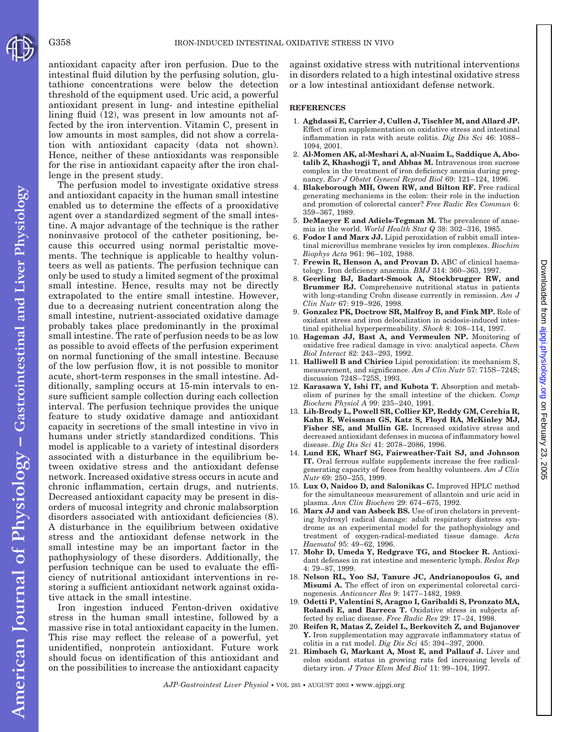antioxidant capacity after iron perfusion. Due to the intestinal fluid dilution by the perfusing solution, glutathione concentrations were below the detection threshold of the equipment used. Uric acid, a powerful antioxidant present in lung- and intestine epithelial lining fluid (12), was present in low amounts not affected by the iron intervention. Vitamin C, present in low amounts in most samples, did not show a correlation with antioxidant capacity (data not shown). Hence, neither of these antioxidants was responsible for the rise in antioxidant capacity after the iron challenge in the present study.

The perfusion model to investigate oxidative stress and antioxidant capacity in the human small intestine enabled us to determine the effects of a prooxidative agent over a standardized segment of the small intestine. A major advantage of the technique is the rather noninvasive protocol of the catheter positioning, because this occurred using normal peristaltic movements. The technique is applicable to healthy volunteers as well as patients. The perfusion technique can only be used to study a limited segment of the proximal small intestine. Hence, results may not be directly extrapolated to the entire small intestine. However, due to a decreasing nutrient concentration along the small intestine, nutrient-associated oxidative damage probably takes place predominantly in the proximal small intestine. The rate of perfusion needs to be as low as possible to avoid effects of the perfusion experiment on normal functioning of the small intestine. Because of the low perfusion flow, it is not possible to monitor acute, short-term responses in the small intestine. Additionally, sampling occurs at 15-min intervals to ensure sufficient sample collection during each collection interval. The perfusion technique provides the unique feature to study oxidative damage and antioxidant capacity in secretions of the small intestine in vivo in humans under strictly standardized conditions. This model is applicable to a variety of intestinal disorders associated with a disturbance in the equilibrium between oxidative stress and the antioxidant defense network. Increased oxidative stress occurs in acute and chronic inflammation, certain drugs, and nutrients. Decreased antioxidant capacity may be present in disorders of mucosal integrity and chronic malabsorption disorders associated with antioxidant deficiencies (8). A disturbance in the equilibrium between oxidative stress and the antioxidant defense network in the small intestine may be an important factor in the pathophysiology of these disorders. Additionally, the perfusion technique can be used to evaluate the efficiency of nutritional antioxidant interventions in restoring a sufficient antioxidant network against oxidative attack in the small intestine.

Iron ingestion induced Fenton-driven oxidative stress in the human small intestine, followed by a massive rise in total antioxidant capacity in the lumen. This rise may reflect the release of a powerful, yet unidentified, nonprotein antioxidant. Future work should focus on identification of this antioxidant and on the possibilities to increase the antioxidant capacity against oxidative stress with nutritional interventions in disorders related to a high intestinal oxidative stress or a low intestinal antioxidant defense network.

## REFERENCES

1. **Aghdassi E, Carrier J, Cullen J, Tischler M, and Allard JP.** Effect of iron supplementation on oxidative stress and intestinal inflammation in rats with acute colitis. *Dig Dis Sci* 46: 1088–1094, 2001.
2. **Al-Momen AK, al-Meshari A, al-Nuaim L, Saddique A, Abotalib Z, Khashogji T, and Abbas M.** Intravenous iron sucrose complex in the treatment of iron deficiency anemia during pregnancy. *Eur J Obstet Gynecol Reprod Biol* 69: 121–124, 1996.
4. **Blakeborough MH, Owen RW, and Bilton RF.** Free radical generating mechanisms in the colon: their role in the induction and promotion of colorectal cancer? *Free Radic Res Commun* 6: 359–367, 1989.
5. **DeMaeyer E and Adiels-Tegman M.** The prevalence of anaemia in the world. *World Health Stat Q* 38: 302–316, 1985.
6. **Fodor I and Marx JJ.** Lipid peroxidation of rabbit small intestinal microvillus membrane vesicles by iron complexes. *Biochim Biophys Acta* 961: 96–102, 1988.
7. **Frewin R, Henson A, and Provan D.** ABC of clinical haematology. Iron deficiency anaemia. *BMJ* 314: 360–363, 1997.
8. **Geerling BJ, Badart-Smook A, Stockbrugger RW, and Brummer RJ.** Comprehensive nutritional status in patients with long-standing Crohn disease currently in remission. *Am J Clin Nutr* 67: 919–926, 1998.
9. **Gonzalez PK, Doctrow SR, Malfroy B, and Fink MP.** Role of oxidant stress and iron delocalization in acidosis-induced intestinal epithelial hyperpermeability. *Shock* 8: 108–114, 1997.
10. **Hageman JJ, Bast A, and Vermeulen NP.** Monitoring of oxidative free radical damage in vivo: analytical aspects. *Chem Biol Interact* 82: 243–293, 1992.
11. **Halliwell B and Chirico** Lipid peroxidation: its mechanism S, measurement, and significance. *Am J Clin Nutr* 57: 715S–724S; discussion 724S–725S, 1993.
12. **Karasawa Y, Ishi IT, and Kubota T.** Absorption and metabolism of purines by the small intestine of the chicken. *Comp Biochem Physiol A* 99: 235–240, 1991.
13. **Lih-Brody L, Powell SR, Collier KP, Reddy GM, Cerchia R, Kahn E, Weissman GS, Katz S, Floyd RA, McKinley MJ, Fisher SE, and Mullin GE.** Increased oxidative stress and decreased antioxidant defenses in mucosa of inflammatory bowel disease. *Dig Dis Sci* 41: 2078–2086, 1996.
14. **Lund EK, Wharf SG, Fairweather-Tait SJ, and Johnson IT.** Oral ferrous sulfate supplements increase the free radical-generating capacity of feces from healthy volunteers. *Am J Clin Nutr* 69: 250–255, 1999.
15. **Lux O, Naidoo D, and Salonikas C.** Improved HPLC method for the simultaneous measurement of allantoin and uric acid in plasma. *Ann Clin Biochem* 29: 674–675, 1992.
16. **Marx JJ and van Asbeck BS.** Use of iron chelators in preventing hydroxyl radical damage: adult respiratory distress syndrome as an experimental model for the pathophysiology and treatment of oxygen-radical-mediated tissue damage. *Acta Haematol* 95: 49–62, 1996.
17. **Mohr D, Umeda Y, Redgrave TG, and Stocker R.** Antioxidant defenses in rat intestine and mesenteric lymph. *Redox Rep* 4: 79–87, 1999.
18. **Nelson RL, Yoo SJ, Tanure JC, Andrianopoulos G, and Misumi A.** The effect of iron on experimental colorectal carcinogenesis. *Anticancer Res* 9: 1477–1482, 1989.
19. **Odetti P, Valentini S, Aragno I, Garibaldi S, Pronzato MA, Rolandi E, and Barreca T.** Oxidative stress in subjects affected by celiac disease. *Free Radic Res* 29: 17–24, 1998.
20. **Reifen R, Matas Z, Zeidel L, Berkovitch Z, and Bujanover Y.** Iron supplementation may aggravate inflammatory status of colitis in a rat model. *Dig Dis Sci* 45: 394–397, 2000.
21. **Rimbach G, Markant A, Most E, and Pallauf J.** Liver and colon oxidant status in growing rats fed increasing levels of dietary iron. *J Trace Elem Med Biol* 11: 99–104, 1997.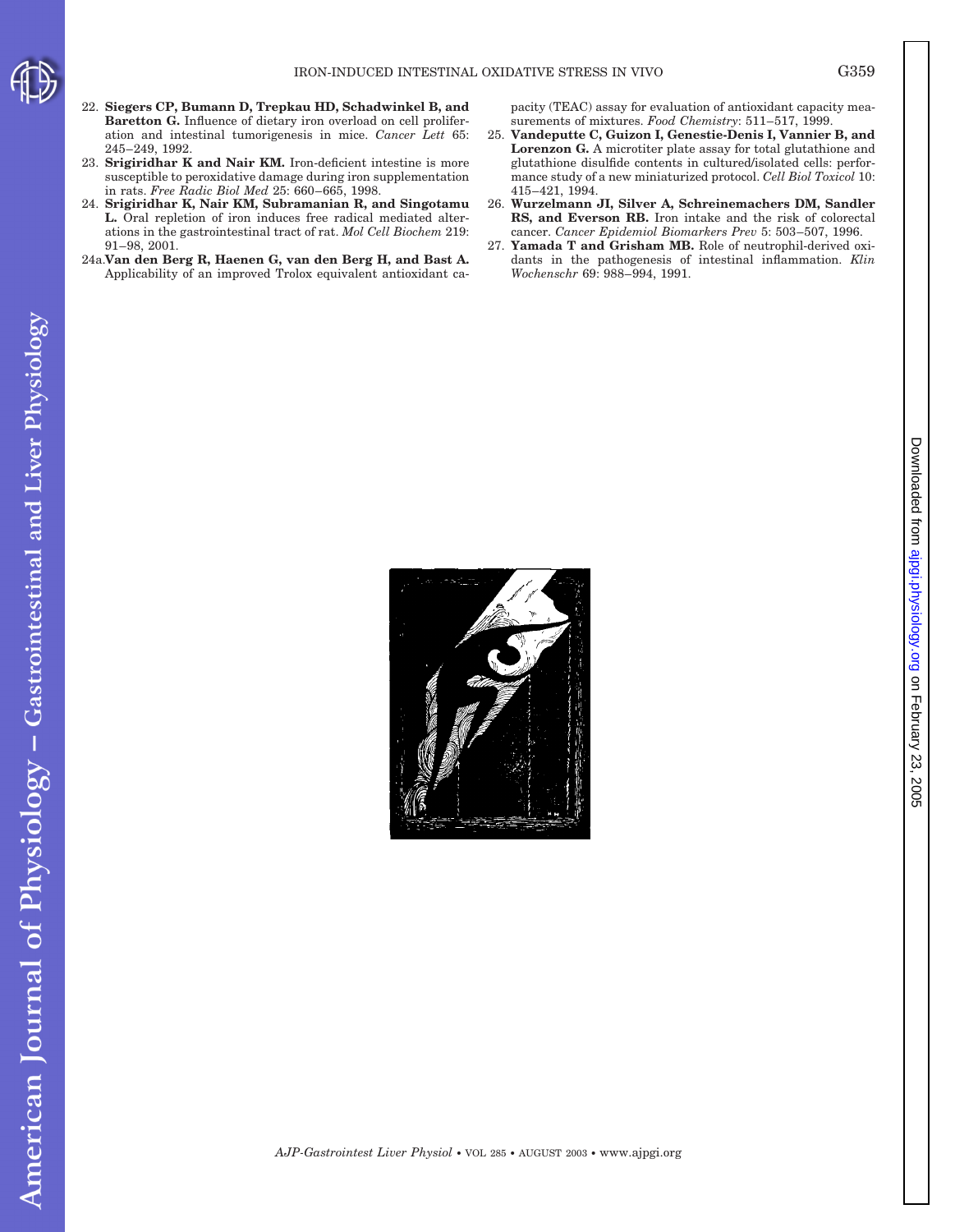22. **Siegers CP, Bumann D, Trepkau HD, Schadwinkel B, and Baretton G.** Influence of dietary iron overload on cell proliferation and intestinal tumorigenesis in mice. *Cancer Lett* 65: 245–249, 1992.
23. **Srigiridhar K and Nair KM.** Iron-deficient intestine is more susceptible to peroxidative damage during iron supplementation in rats. *Free Radic Biol Med* 25: 660–665, 1998.
24. **Srigiridhar K, Nair KM, Subramanian R, and Singotamu L.** Oral repletion of iron induces free radical mediated alterations in the gastrointestinal tract of rat. *Mol Cell Biochem* 219: 91–98, 2001.

24a. **Van den Berg R, Haenen G, van den Berg H, and Bast A.** Applicability of an improved Trolox equivalent antioxidant capacity (TEAC) assay for evaluation of antioxidant capacity measurements of mixtures. *Food Chemistry*: 511–517, 1999.

25. **Vandeputte C, Guizon I, Genestie-Denis I, Vannier B, and Lorenzon G.** A microtiter plate assay for total glutathione and glutathione disulfide contents in cultured/isolated cells: performance study of a new miniaturized protocol. *Cell Biol Toxicol* 10: 415–421, 1994.
26. **Wurzelmann JI, Silver A, Schreinemachers DM, Sandler RS, and Everson RB.** Iron intake and the risk of colorectal cancer. *Cancer Epidemiol Biomarkers Prev* 5: 503–507, 1996.
27. **Yamada T and Grisham MB.** Role of neutrophil-derived oxidants in the pathogenesis of intestinal inflammation. *Klin Wochenschr* 69: 988–994, 1991.